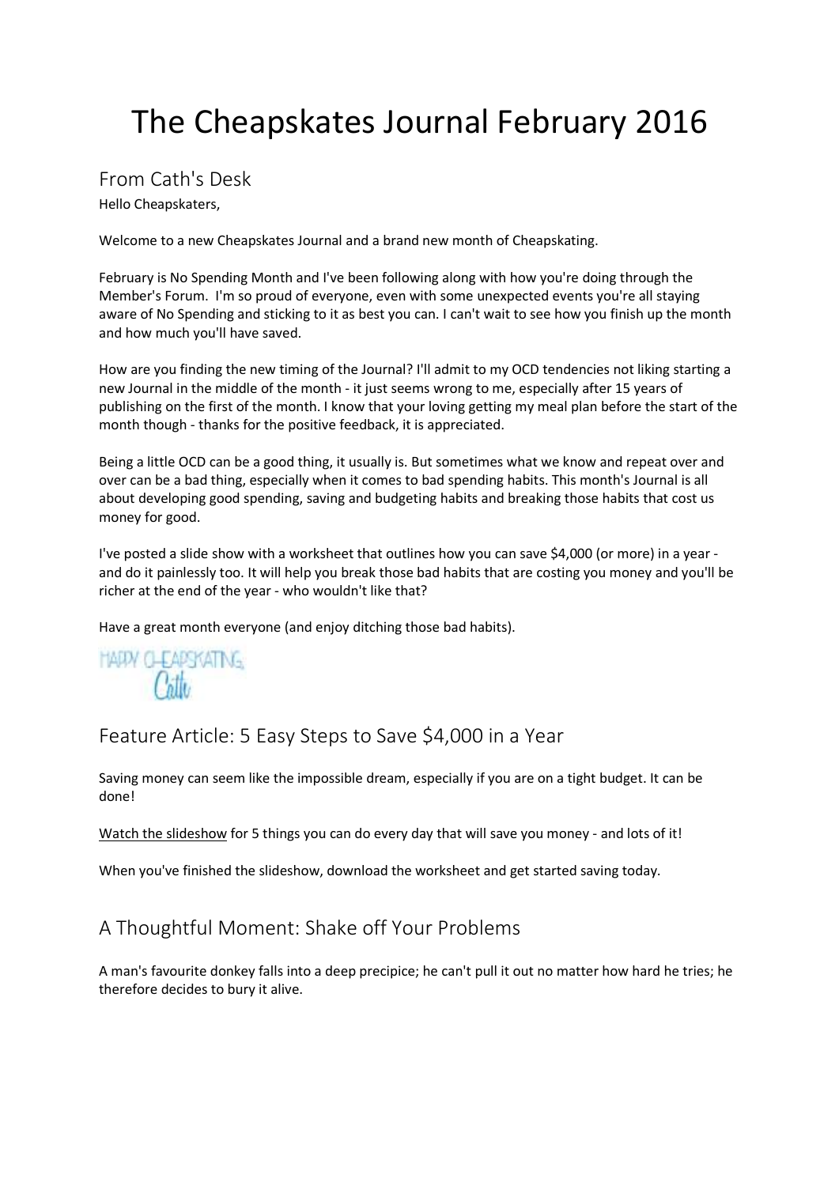# The Cheapskates Journal February 2016

## From Cath's Desk

Hello Cheapskaters,

Welcome to a new Cheapskates Journal and a brand new month of Cheapskating.

February is No Spending Month and I've been following along with how you're doing through the Member's Forum. I'm so proud of everyone, even with some unexpected events you're all staying aware of No Spending and sticking to it as best you can. I can't wait to see how you finish up the month and how much you'll have saved.

How are you finding the new timing of the Journal? I'll admit to my OCD tendencies not liking starting a new Journal in the middle of the month - it just seems wrong to me, especially after 15 years of publishing on the first of the month. I know that your loving getting my meal plan before the start of the month though - thanks for the positive feedback, it is appreciated.

Being a little OCD can be a good thing, it usually is. But sometimes what we know and repeat over and over can be a bad thing, especially when it comes to bad spending habits. This month's Journal is all about developing good spending, saving and budgeting habits and breaking those habits that cost us money for good.

I've posted a slide show with a worksheet that outlines how you can save $4,000 (or more) in a year - and do it painlessly too. It will help you break those bad habits that are costing you money and you'll be richer at the end of the year - who wouldn't like that?

Have a great month everyone (and enjoy ditching those bad habits).

HAPPY CHEAPSKATING,
Cath

## Feature Article: 5 Easy Steps to Save $4,000 in a Year

Saving money can seem like the impossible dream, especially if you are on a tight budget. It can be done!

Watch the slideshow for 5 things you can do every day that will save you money - and lots of it!

When you've finished the slideshow, download the worksheet and get started saving today.

## A Thoughtful Moment: Shake off Your Problems

A man's favourite donkey falls into a deep precipice; he can't pull it out no matter how hard he tries; he therefore decides to bury it alive.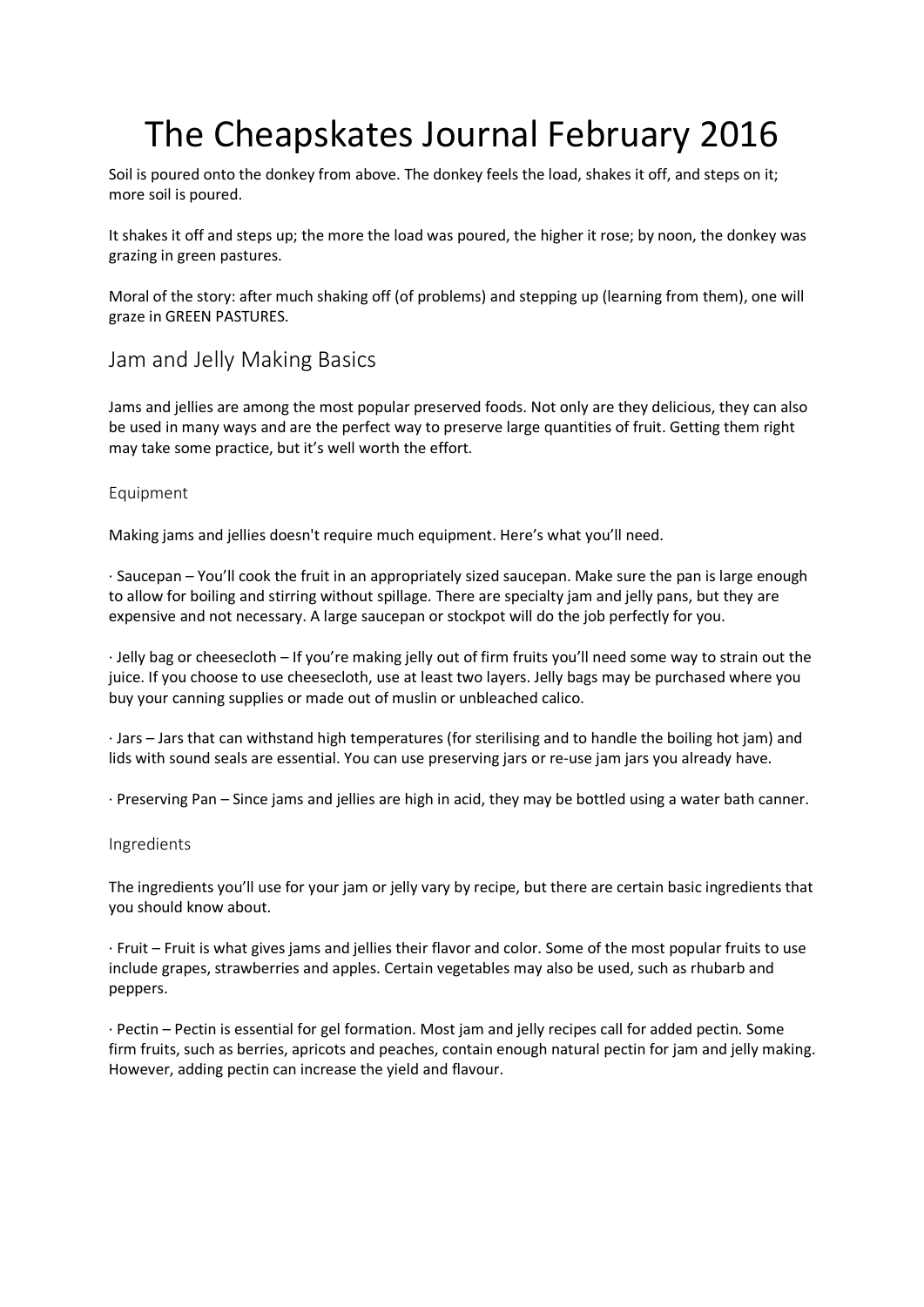# The Cheapskates Journal February 2016

Soil is poured onto the donkey from above. The donkey feels the load, shakes it off, and steps on it; more soil is poured.

It shakes it off and steps up; the more the load was poured, the higher it rose; by noon, the donkey was grazing in green pastures.

Moral of the story: after much shaking off (of problems) and stepping up (learning from them), one will graze in GREEN PASTURES.

## Jam and Jelly Making Basics

Jams and jellies are among the most popular preserved foods. Not only are they delicious, they can also be used in many ways and are the perfect way to preserve large quantities of fruit. Getting them right may take some practice, but it's well worth the effort.

### Equipment

Making jams and jellies doesn't require much equipment. Here's what you'll need.

· Saucepan – You'll cook the fruit in an appropriately sized saucepan. Make sure the pan is large enough to allow for boiling and stirring without spillage. There are specialty jam and jelly pans, but they are expensive and not necessary. A large saucepan or stockpot will do the job perfectly for you.

· Jelly bag or cheesecloth – If you're making jelly out of firm fruits you'll need some way to strain out the juice. If you choose to use cheesecloth, use at least two layers. Jelly bags may be purchased where you buy your canning supplies or made out of muslin or unbleached calico.

· Jars – Jars that can withstand high temperatures (for sterilising and to handle the boiling hot jam) and lids with sound seals are essential. You can use preserving jars or re-use jam jars you already have.

· Preserving Pan – Since jams and jellies are high in acid, they may be bottled using a water bath canner.

### Ingredients

The ingredients you'll use for your jam or jelly vary by recipe, but there are certain basic ingredients that you should know about.

· Fruit – Fruit is what gives jams and jellies their flavor and color. Some of the most popular fruits to use include grapes, strawberries and apples. Certain vegetables may also be used, such as rhubarb and peppers.

· Pectin – Pectin is essential for gel formation. Most jam and jelly recipes call for added pectin. Some firm fruits, such as berries, apricots and peaches, contain enough natural pectin for jam and jelly making. However, adding pectin can increase the yield and flavour.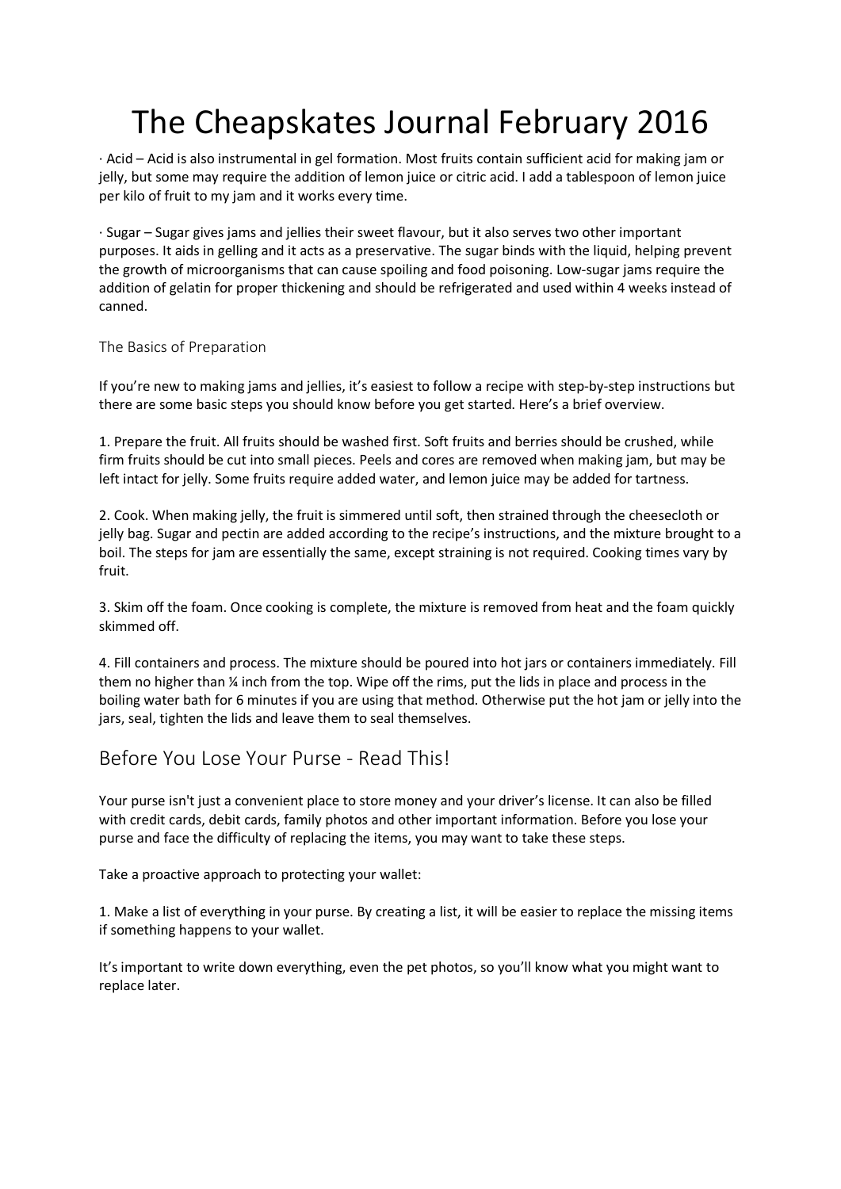· Acid – Acid is also instrumental in gel formation. Most fruits contain sufficient acid for making jam or jelly, but some may require the addition of lemon juice or citric acid. I add a tablespoon of lemon juice per kilo of fruit to my jam and it works every time.

· Sugar – Sugar gives jams and jellies their sweet flavour, but it also serves two other important purposes. It aids in gelling and it acts as a preservative. The sugar binds with the liquid, helping prevent the growth of microorganisms that can cause spoiling and food poisoning. Low-sugar jams require the addition of gelatin for proper thickening and should be refrigerated and used within 4 weeks instead of canned.

### The Basics of Preparation

If you're new to making jams and jellies, it's easiest to follow a recipe with step-by-step instructions but there are some basic steps you should know before you get started. Here's a brief overview.

1. Prepare the fruit. All fruits should be washed first. Soft fruits and berries should be crushed, while firm fruits should be cut into small pieces. Peels and cores are removed when making jam, but may be left intact for jelly. Some fruits require added water, and lemon juice may be added for tartness.

2. Cook. When making jelly, the fruit is simmered until soft, then strained through the cheesecloth or jelly bag. Sugar and pectin are added according to the recipe's instructions, and the mixture brought to a boil. The steps for jam are essentially the same, except straining is not required. Cooking times vary by fruit.

3. Skim off the foam. Once cooking is complete, the mixture is removed from heat and the foam quickly skimmed off.

4. Fill containers and process. The mixture should be poured into hot jars or containers immediately. Fill them no higher than ¼ inch from the top. Wipe off the rims, put the lids in place and process in the boiling water bath for 6 minutes if you are using that method. Otherwise put the hot jam or jelly into the jars, seal, tighten the lids and leave them to seal themselves.

## Before You Lose Your Purse - Read This!

Your purse isn't just a convenient place to store money and your driver's license. It can also be filled with credit cards, debit cards, family photos and other important information. Before you lose your purse and face the difficulty of replacing the items, you may want to take these steps.

Take a proactive approach to protecting your wallet:

1. Make a list of everything in your purse. By creating a list, it will be easier to replace the missing items if something happens to your wallet.

It's important to write down everything, even the pet photos, so you'll know what you might want to replace later.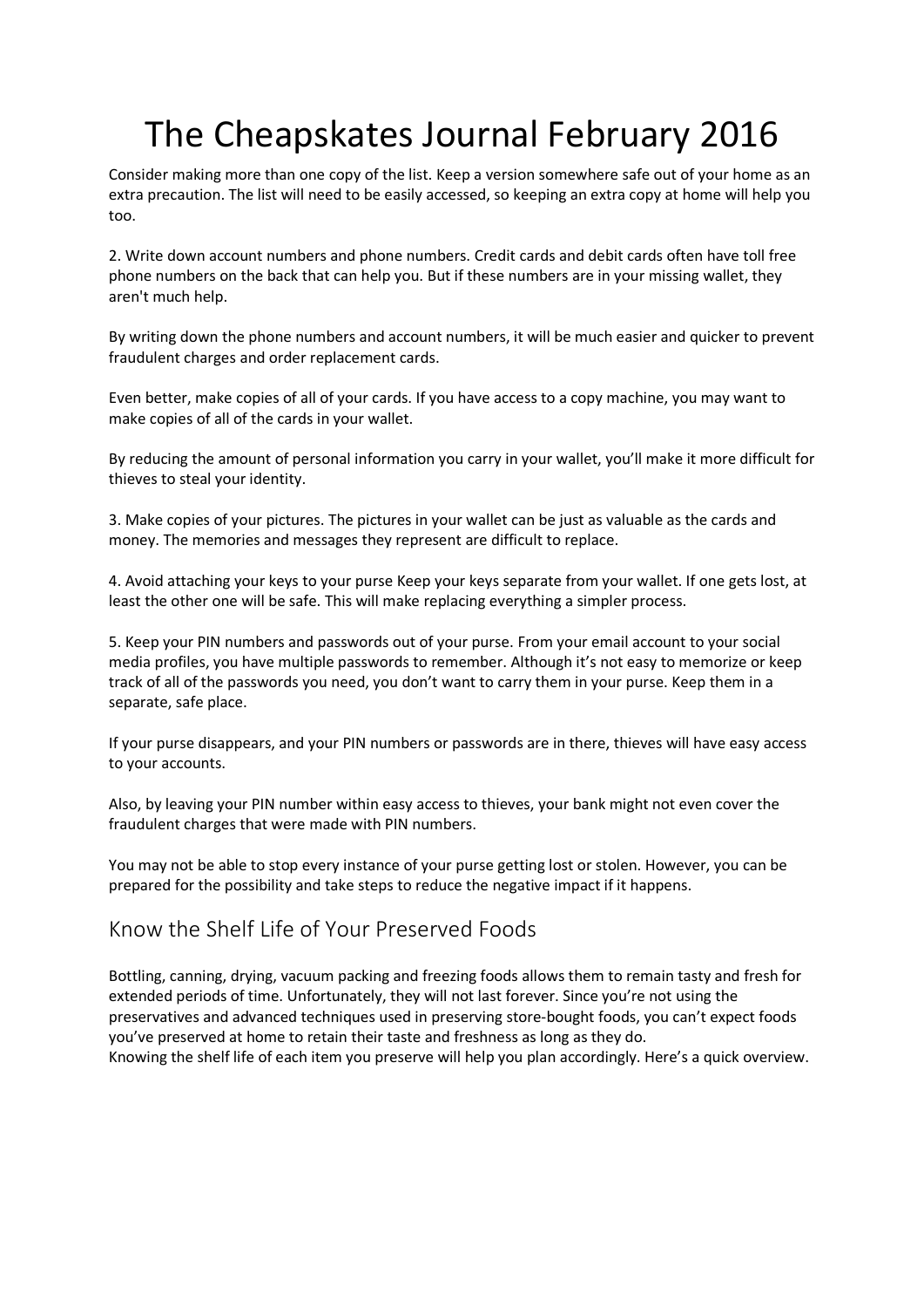Consider making more than one copy of the list. Keep a version somewhere safe out of your home as an extra precaution. The list will need to be easily accessed, so keeping an extra copy at home will help you too.

2. Write down account numbers and phone numbers. Credit cards and debit cards often have toll free phone numbers on the back that can help you. But if these numbers are in your missing wallet, they aren't much help.

By writing down the phone numbers and account numbers, it will be much easier and quicker to prevent fraudulent charges and order replacement cards.

Even better, make copies of all of your cards. If you have access to a copy machine, you may want to make copies of all of the cards in your wallet.

By reducing the amount of personal information you carry in your wallet, you'll make it more difficult for thieves to steal your identity.

3. Make copies of your pictures. The pictures in your wallet can be just as valuable as the cards and money. The memories and messages they represent are difficult to replace.

4. Avoid attaching your keys to your purse Keep your keys separate from your wallet. If one gets lost, at least the other one will be safe. This will make replacing everything a simpler process.

5. Keep your PIN numbers and passwords out of your purse. From your email account to your social media profiles, you have multiple passwords to remember. Although it's not easy to memorize or keep track of all of the passwords you need, you don't want to carry them in your purse. Keep them in a separate, safe place.

If your purse disappears, and your PIN numbers or passwords are in there, thieves will have easy access to your accounts.

Also, by leaving your PIN number within easy access to thieves, your bank might not even cover the fraudulent charges that were made with PIN numbers.

You may not be able to stop every instance of your purse getting lost or stolen. However, you can be prepared for the possibility and take steps to reduce the negative impact if it happens.

## Know the Shelf Life of Your Preserved Foods

Bottling, canning, drying, vacuum packing and freezing foods allows them to remain tasty and fresh for extended periods of time. Unfortunately, they will not last forever. Since you're not using the preservatives and advanced techniques used in preserving store-bought foods, you can't expect foods you've preserved at home to retain their taste and freshness as long as they do.
Knowing the shelf life of each item you preserve will help you plan accordingly. Here's a quick overview.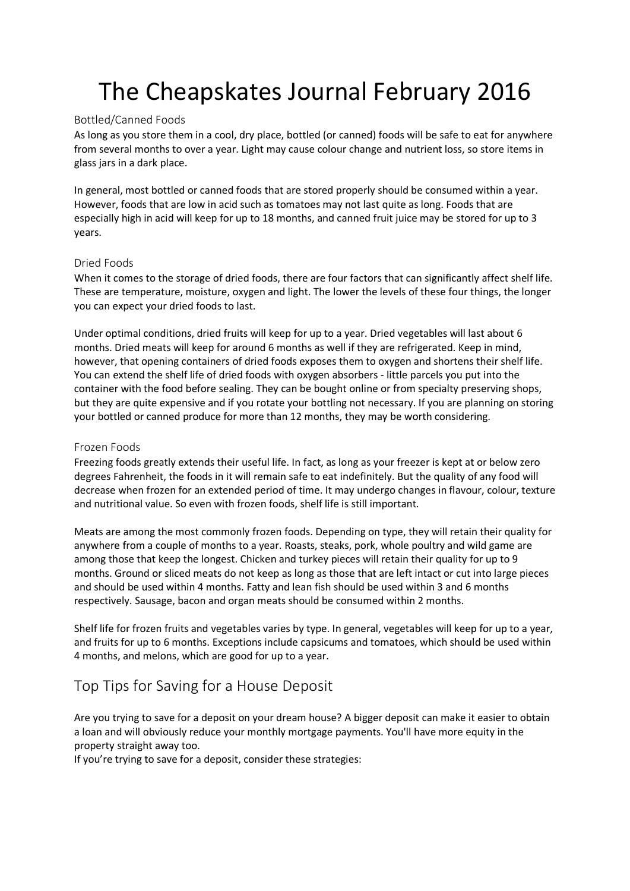# The Cheapskates Journal February 2016

### Bottled/Canned Foods

As long as you store them in a cool, dry place, bottled (or canned) foods will be safe to eat for anywhere from several months to over a year. Light may cause colour change and nutrient loss, so store items in glass jars in a dark place.

In general, most bottled or canned foods that are stored properly should be consumed within a year. However, foods that are low in acid such as tomatoes may not last quite as long. Foods that are especially high in acid will keep for up to 18 months, and canned fruit juice may be stored for up to 3 years.

### Dried Foods

When it comes to the storage of dried foods, there are four factors that can significantly affect shelf life. These are temperature, moisture, oxygen and light. The lower the levels of these four things, the longer you can expect your dried foods to last.

Under optimal conditions, dried fruits will keep for up to a year. Dried vegetables will last about 6 months. Dried meats will keep for around 6 months as well if they are refrigerated. Keep in mind, however, that opening containers of dried foods exposes them to oxygen and shortens their shelf life. You can extend the shelf life of dried foods with oxygen absorbers - little parcels you put into the container with the food before sealing. They can be bought online or from specialty preserving shops, but they are quite expensive and if you rotate your bottling not necessary. If you are planning on storing your bottled or canned produce for more than 12 months, they may be worth considering.

### Frozen Foods

Freezing foods greatly extends their useful life. In fact, as long as your freezer is kept at or below zero degrees Fahrenheit, the foods in it will remain safe to eat indefinitely. But the quality of any food will decrease when frozen for an extended period of time. It may undergo changes in flavour, colour, texture and nutritional value. So even with frozen foods, shelf life is still important.

Meats are among the most commonly frozen foods. Depending on type, they will retain their quality for anywhere from a couple of months to a year. Roasts, steaks, pork, whole poultry and wild game are among those that keep the longest. Chicken and turkey pieces will retain their quality for up to 9 months. Ground or sliced meats do not keep as long as those that are left intact or cut into large pieces and should be used within 4 months. Fatty and lean fish should be used within 3 and 6 months respectively. Sausage, bacon and organ meats should be consumed within 2 months.

Shelf life for frozen fruits and vegetables varies by type. In general, vegetables will keep for up to a year, and fruits for up to 6 months. Exceptions include capsicums and tomatoes, which should be used within 4 months, and melons, which are good for up to a year.

## Top Tips for Saving for a House Deposit

Are you trying to save for a deposit on your dream house? A bigger deposit can make it easier to obtain a loan and will obviously reduce your monthly mortgage payments. You'll have more equity in the property straight away too.
If you're trying to save for a deposit, consider these strategies: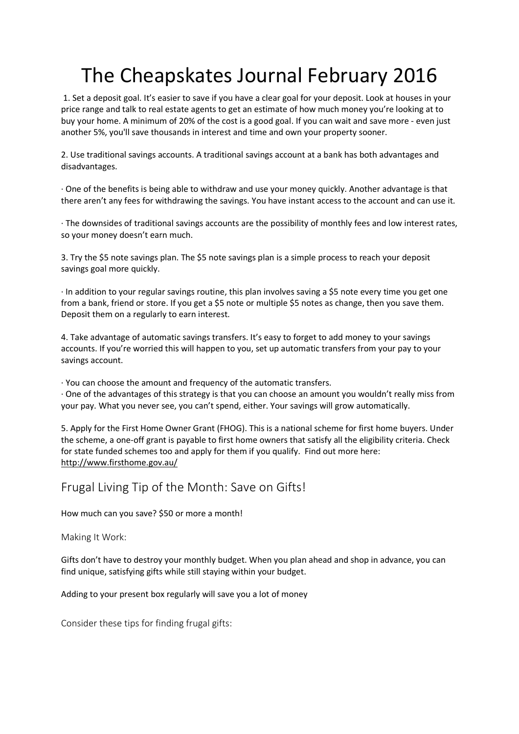# The Cheapskates Journal February 2016

1. Set a deposit goal. It's easier to save if you have a clear goal for your deposit. Look at houses in your price range and talk to real estate agents to get an estimate of how much money you're looking at to buy your home. A minimum of 20% of the cost is a good goal. If you can wait and save more - even just another 5%, you'll save thousands in interest and time and own your property sooner.

2. Use traditional savings accounts. A traditional savings account at a bank has both advantages and disadvantages.

· One of the benefits is being able to withdraw and use your money quickly. Another advantage is that there aren't any fees for withdrawing the savings. You have instant access to the account and can use it.

· The downsides of traditional savings accounts are the possibility of monthly fees and low interest rates, so your money doesn't earn much.

3. Try the $5 note savings plan. The $5 note savings plan is a simple process to reach your deposit savings goal more quickly.

· In addition to your regular savings routine, this plan involves saving a $5 note every time you get one from a bank, friend or store. If you get a $5 note or multiple $5 notes as change, then you save them. Deposit them on a regularly to earn interest.

4. Take advantage of automatic savings transfers. It's easy to forget to add money to your savings accounts. If you're worried this will happen to you, set up automatic transfers from your pay to your savings account.

· You can choose the amount and frequency of the automatic transfers.
· One of the advantages of this strategy is that you can choose an amount you wouldn't really miss from your pay. What you never see, you can't spend, either. Your savings will grow automatically.

5. Apply for the First Home Owner Grant (FHOG). This is a national scheme for first home buyers. Under the scheme, a one-off grant is payable to first home owners that satisfy all the eligibility criteria. Check for state funded schemes too and apply for them if you qualify. Find out more here: http://www.firsthome.gov.au/

## Frugal Living Tip of the Month: Save on Gifts!

How much can you save? $50 or more a month!

### Making It Work:

Gifts don't have to destroy your monthly budget. When you plan ahead and shop in advance, you can find unique, satisfying gifts while still staying within your budget.

Adding to your present box regularly will save you a lot of money

### Consider these tips for finding frugal gifts: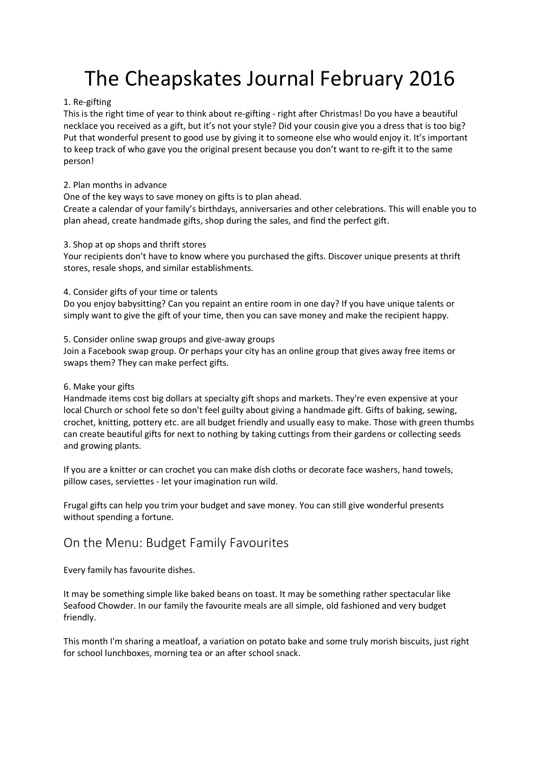# The Cheapskates Journal February 2016

1. Re-gifting

This is the right time of year to think about re-gifting - right after Christmas! Do you have a beautiful necklace you received as a gift, but it's not your style? Did your cousin give you a dress that is too big? Put that wonderful present to good use by giving it to someone else who would enjoy it. It's important to keep track of who gave you the original present because you don't want to re-gift it to the same person!

2. Plan months in advance

One of the key ways to save money on gifts is to plan ahead.

Create a calendar of your family's birthdays, anniversaries and other celebrations. This will enable you to plan ahead, create handmade gifts, shop during the sales, and find the perfect gift.

3. Shop at op shops and thrift stores

Your recipients don't have to know where you purchased the gifts. Discover unique presents at thrift stores, resale shops, and similar establishments.

4. Consider gifts of your time or talents

Do you enjoy babysitting? Can you repaint an entire room in one day? If you have unique talents or simply want to give the gift of your time, then you can save money and make the recipient happy.

5. Consider online swap groups and give-away groups

Join a Facebook swap group. Or perhaps your city has an online group that gives away free items or swaps them? They can make perfect gifts.

6. Make your gifts

Handmade items cost big dollars at specialty gift shops and markets. They're even expensive at your local Church or school fete so don't feel guilty about giving a handmade gift. Gifts of baking, sewing, crochet, knitting, pottery etc. are all budget friendly and usually easy to make. Those with green thumbs can create beautiful gifts for next to nothing by taking cuttings from their gardens or collecting seeds and growing plants.

If you are a knitter or can crochet you can make dish cloths or decorate face washers, hand towels, pillow cases, serviettes - let your imagination run wild.

Frugal gifts can help you trim your budget and save money. You can still give wonderful presents without spending a fortune.

## On the Menu: Budget Family Favourites

Every family has favourite dishes.

It may be something simple like baked beans on toast. It may be something rather spectacular like Seafood Chowder. In our family the favourite meals are all simple, old fashioned and very budget friendly.

This month I'm sharing a meatloaf, a variation on potato bake and some truly morish biscuits, just right for school lunchboxes, morning tea or an after school snack.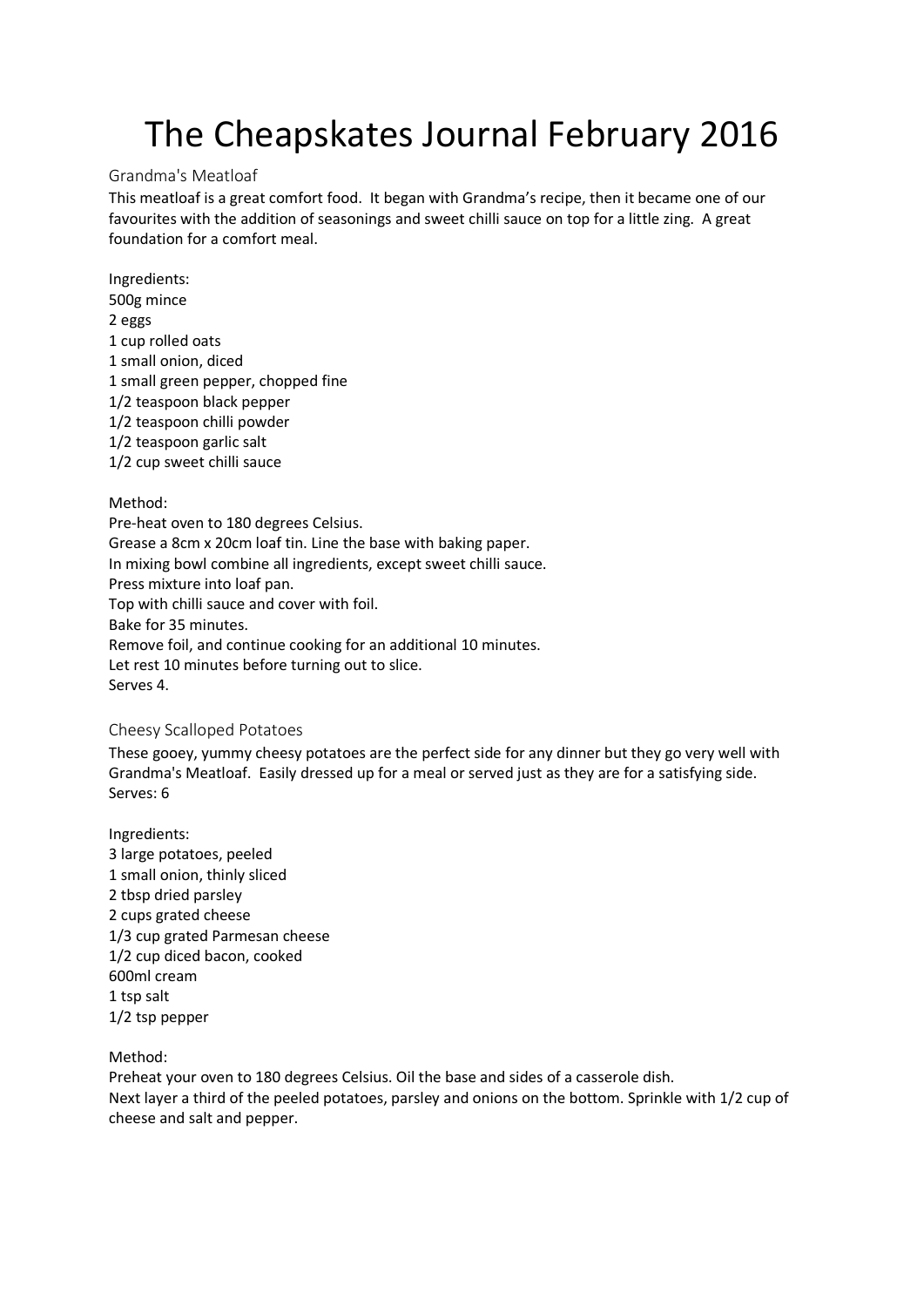# The Cheapskates Journal February 2016

## Grandma's Meatloaf

This meatloaf is a great comfort food. It began with Grandma's recipe, then it became one of our favourites with the addition of seasonings and sweet chilli sauce on top for a little zing. A great foundation for a comfort meal.

Ingredients:
500g mince
2 eggs
1 cup rolled oats
1 small onion, diced
1 small green pepper, chopped fine
1/2 teaspoon black pepper
1/2 teaspoon chilli powder
1/2 teaspoon garlic salt
1/2 cup sweet chilli sauce

Method:
Pre-heat oven to 180 degrees Celsius.
Grease a 8cm x 20cm loaf tin. Line the base with baking paper.
In mixing bowl combine all ingredients, except sweet chilli sauce.
Press mixture into loaf pan.
Top with chilli sauce and cover with foil.
Bake for 35 minutes.
Remove foil, and continue cooking for an additional 10 minutes.
Let rest 10 minutes before turning out to slice.
Serves 4.

## Cheesy Scalloped Potatoes

These gooey, yummy cheesy potatoes are the perfect side for any dinner but they go very well with Grandma's Meatloaf. Easily dressed up for a meal or served just as they are for a satisfying side.
Serves: 6

Ingredients:
3 large potatoes, peeled
1 small onion, thinly sliced
2 tbsp dried parsley
2 cups grated cheese
1/3 cup grated Parmesan cheese
1/2 cup diced bacon, cooked
600ml cream
1 tsp salt
1/2 tsp pepper

Method:
Preheat your oven to 180 degrees Celsius. Oil the base and sides of a casserole dish.
Next layer a third of the peeled potatoes, parsley and onions on the bottom. Sprinkle with 1/2 cup of cheese and salt and pepper.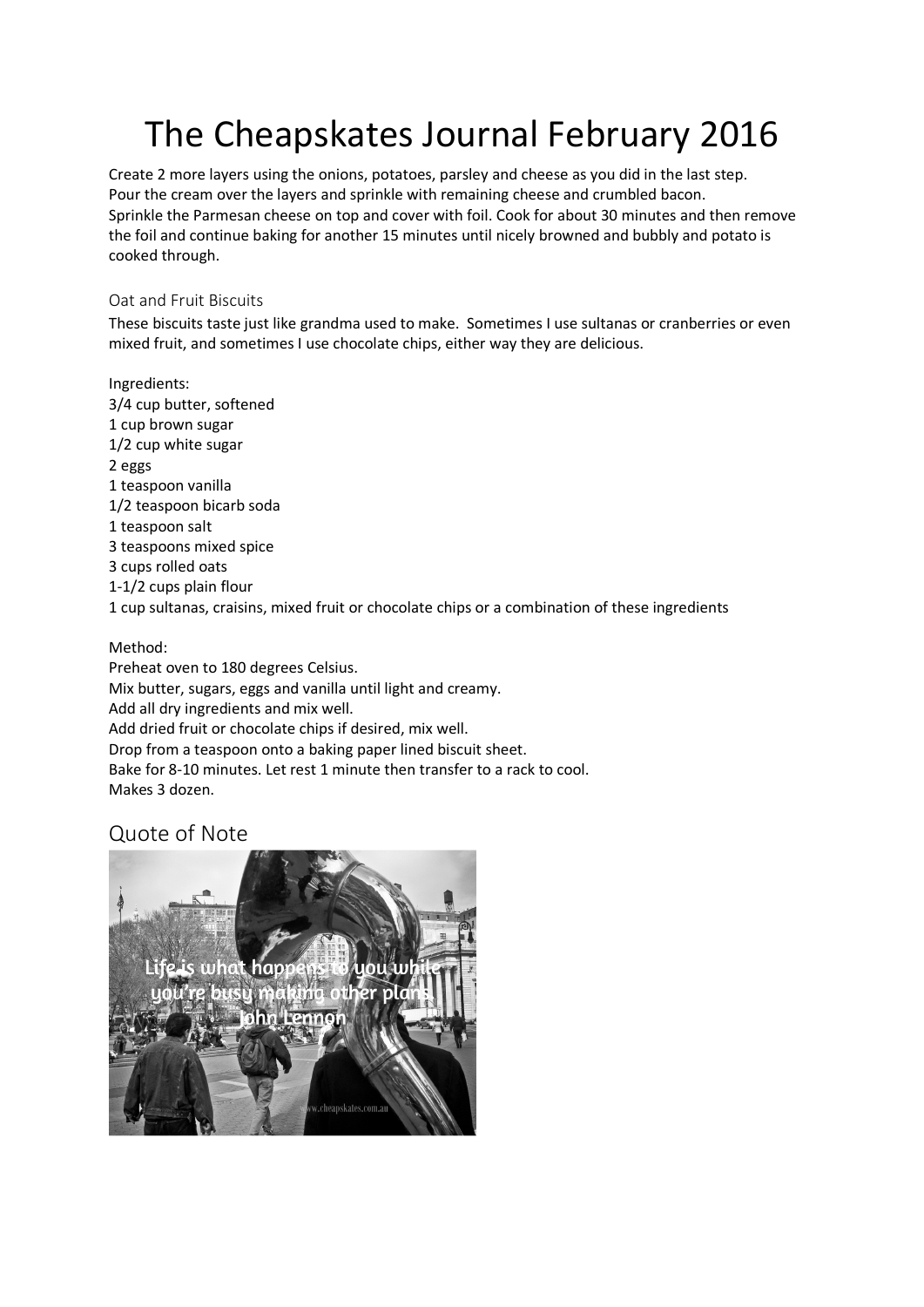Create 2 more layers using the onions, potatoes, parsley and cheese as you did in the last step.
Pour the cream over the layers and sprinkle with remaining cheese and crumbled bacon.
Sprinkle the Parmesan cheese on top and cover with foil. Cook for about 30 minutes and then remove the foil and continue baking for another 15 minutes until nicely browned and bubbly and potato is cooked through.

### Oat and Fruit Biscuits

These biscuits taste just like grandma used to make. Sometimes I use sultanas or cranberries or even mixed fruit, and sometimes I use chocolate chips, either way they are delicious.

Ingredients:
3/4 cup butter, softened
1 cup brown sugar
1/2 cup white sugar
2 eggs
1 teaspoon vanilla
1/2 teaspoon bicarb soda
1 teaspoon salt
3 teaspoons mixed spice
3 cups rolled oats
1-1/2 cups plain flour
1 cup sultanas, craisins, mixed fruit or chocolate chips or a combination of these ingredients

Method:
Preheat oven to 180 degrees Celsius.
Mix butter, sugars, eggs and vanilla until light and creamy.
Add all dry ingredients and mix well.
Add dried fruit or chocolate chips if desired, mix well.
Drop from a teaspoon onto a baking paper lined biscuit sheet.
Bake for 8-10 minutes. Let rest 1 minute then transfer to a rack to cool.
Makes 3 dozen.

## Quote of Note

Life is what happens to you while you're busy making other plans. John Lennon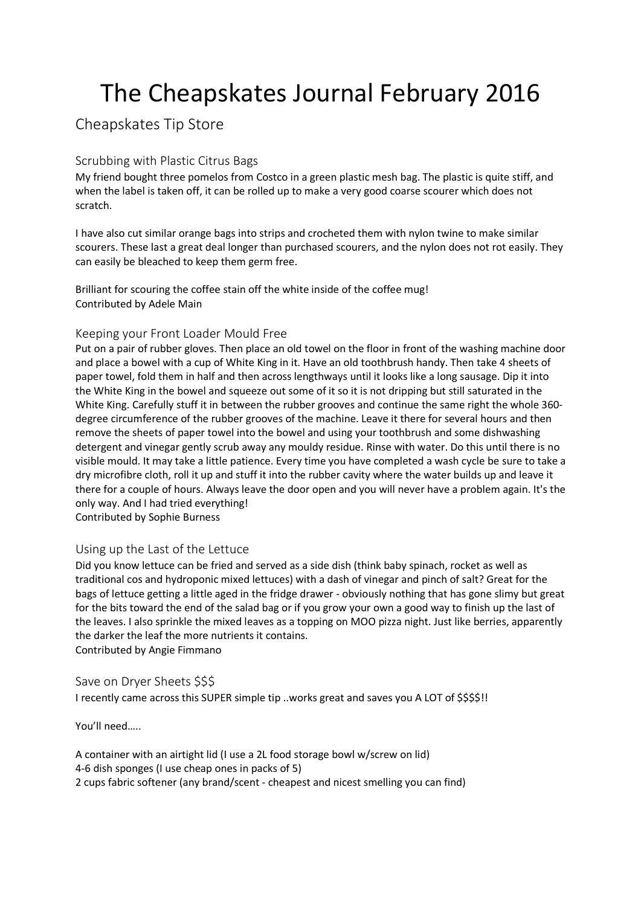# The Cheapskates Journal February 2016

## Cheapskates Tip Store

### Scrubbing with Plastic Citrus Bags

My friend bought three pomelos from Costco in a green plastic mesh bag. The plastic is quite stiff, and when the label is taken off, it can be rolled up to make a very good coarse scourer which does not scratch.

I have also cut similar orange bags into strips and crocheted them with nylon twine to make similar scourers. These last a great deal longer than purchased scourers, and the nylon does not rot easily. They can easily be bleached to keep them germ free.

Brilliant for scouring the coffee stain off the white inside of the coffee mug!
Contributed by Adele Main

### Keeping your Front Loader Mould Free

Put on a pair of rubber gloves. Then place an old towel on the floor in front of the washing machine door and place a bowel with a cup of White King in it. Have an old toothbrush handy. Then take 4 sheets of paper towel, fold them in half and then across lengthways until it looks like a long sausage. Dip it into the White King in the bowel and squeeze out some of it so it is not dripping but still saturated in the White King. Carefully stuff it in between the rubber grooves and continue the same right the whole 360-degree circumference of the rubber grooves of the machine. Leave it there for several hours and then remove the sheets of paper towel into the bowel and using your toothbrush and some dishwashing detergent and vinegar gently scrub away any mouldy residue. Rinse with water. Do this until there is no visible mould. It may take a little patience. Every time you have completed a wash cycle be sure to take a dry microfibre cloth, roll it up and stuff it into the rubber cavity where the water builds up and leave it there for a couple of hours. Always leave the door open and you will never have a problem again. It's the only way. And I had tried everything!
Contributed by Sophie Burness

### Using up the Last of the Lettuce

Did you know lettuce can be fried and served as a side dish (think baby spinach, rocket as well as traditional cos and hydroponic mixed lettuces) with a dash of vinegar and pinch of salt? Great for the bags of lettuce getting a little aged in the fridge drawer - obviously nothing that has gone slimy but great for the bits toward the end of the salad bag or if you grow your own a good way to finish up the last of the leaves. I also sprinkle the mixed leaves as a topping on MOO pizza night. Just like berries, apparently the darker the leaf the more nutrients it contains.
Contributed by Angie Fimmano

### Save on Dryer Sheets $$$

I recently came across this SUPER simple tip ..works great and saves you A LOT of $$$$!!

You'll need…..

A container with an airtight lid (I use a 2L food storage bowl w/screw on lid)
4-6 dish sponges (I use cheap ones in packs of 5)
2 cups fabric softener (any brand/scent - cheapest and nicest smelling you can find)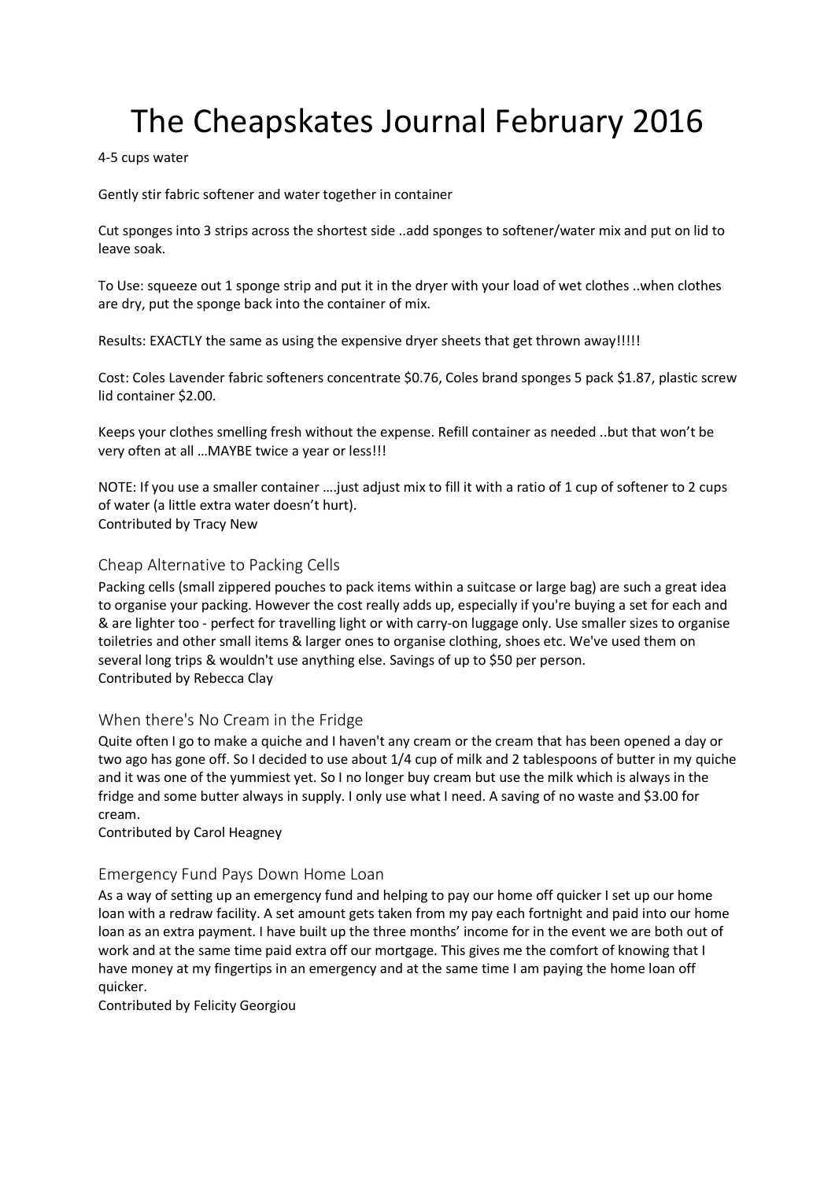4-5 cups water

Gently stir fabric softener and water together in container

Cut sponges into 3 strips across the shortest side ..add sponges to softener/water mix and put on lid to leave soak.

To Use: squeeze out 1 sponge strip and put it in the dryer with your load of wet clothes ..when clothes are dry, put the sponge back into the container of mix.

Results: EXACTLY the same as using the expensive dryer sheets that get thrown away!!!!!

Cost: Coles Lavender fabric softeners concentrate $0.76, Coles brand sponges 5 pack $1.87, plastic screw lid container $2.00.

Keeps your clothes smelling fresh without the expense. Refill container as needed ..but that won't be very often at all …MAYBE twice a year or less!!!

NOTE: If you use a smaller container ….just adjust mix to fill it with a ratio of 1 cup of softener to 2 cups of water (a little extra water doesn't hurt).
Contributed by Tracy New

## Cheap Alternative to Packing Cells

Packing cells (small zippered pouches to pack items within a suitcase or large bag) are such a great idea to organise your packing. However the cost really adds up, especially if you're buying a set for each and & are lighter too - perfect for travelling light or with carry-on luggage only. Use smaller sizes to organise toiletries and other small items & larger ones to organise clothing, shoes etc. We've used them on several long trips & wouldn't use anything else. Savings of up to $50 per person.
Contributed by Rebecca Clay

## When there's No Cream in the Fridge

Quite often I go to make a quiche and I haven't any cream or the cream that has been opened a day or two ago has gone off. So I decided to use about 1/4 cup of milk and 2 tablespoons of butter in my quiche and it was one of the yummiest yet. So I no longer buy cream but use the milk which is always in the fridge and some butter always in supply. I only use what I need. A saving of no waste and $3.00 for cream.
Contributed by Carol Heagney

## Emergency Fund Pays Down Home Loan

As a way of setting up an emergency fund and helping to pay our home off quicker I set up our home loan with a redraw facility. A set amount gets taken from my pay each fortnight and paid into our home loan as an extra payment. I have built up the three months' income for in the event we are both out of work and at the same time paid extra off our mortgage. This gives me the comfort of knowing that I have money at my fingertips in an emergency and at the same time I am paying the home loan off quicker.
Contributed by Felicity Georgiou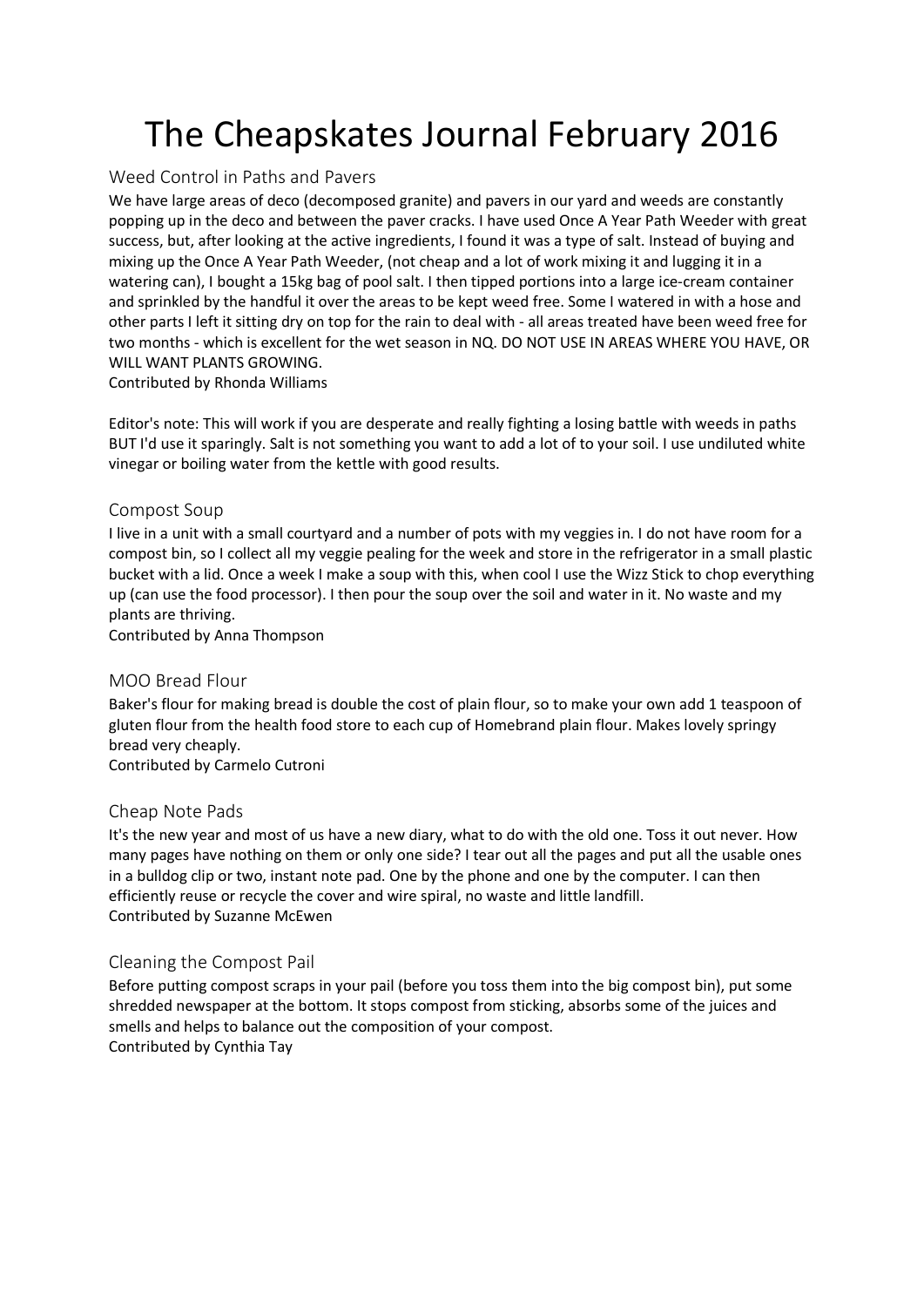# The Cheapskates Journal February 2016

## Weed Control in Paths and Pavers

We have large areas of deco (decomposed granite) and pavers in our yard and weeds are constantly popping up in the deco and between the paver cracks. I have used Once A Year Path Weeder with great success, but, after looking at the active ingredients, I found it was a type of salt. Instead of buying and mixing up the Once A Year Path Weeder, (not cheap and a lot of work mixing it and lugging it in a watering can), I bought a 15kg bag of pool salt. I then tipped portions into a large ice-cream container and sprinkled by the handful it over the areas to be kept weed free. Some I watered in with a hose and other parts I left it sitting dry on top for the rain to deal with - all areas treated have been weed free for two months - which is excellent for the wet season in NQ. DO NOT USE IN AREAS WHERE YOU HAVE, OR WILL WANT PLANTS GROWING.

Contributed by Rhonda Williams

Editor's note: This will work if you are desperate and really fighting a losing battle with weeds in paths BUT I'd use it sparingly. Salt is not something you want to add a lot of to your soil. I use undiluted white vinegar or boiling water from the kettle with good results.

## Compost Soup

I live in a unit with a small courtyard and a number of pots with my veggies in. I do not have room for a compost bin, so I collect all my veggie pealing for the week and store in the refrigerator in a small plastic bucket with a lid. Once a week I make a soup with this, when cool I use the Wizz Stick to chop everything up (can use the food processor). I then pour the soup over the soil and water in it. No waste and my plants are thriving.

Contributed by Anna Thompson

## MOO Bread Flour

Baker's flour for making bread is double the cost of plain flour, so to make your own add 1 teaspoon of gluten flour from the health food store to each cup of Homebrand plain flour. Makes lovely springy bread very cheaply.

Contributed by Carmelo Cutroni

## Cheap Note Pads

It's the new year and most of us have a new diary, what to do with the old one. Toss it out never. How many pages have nothing on them or only one side? I tear out all the pages and put all the usable ones in a bulldog clip or two, instant note pad. One by the phone and one by the computer. I can then efficiently reuse or recycle the cover and wire spiral, no waste and little landfill.

Contributed by Suzanne McEwen

## Cleaning the Compost Pail

Before putting compost scraps in your pail (before you toss them into the big compost bin), put some shredded newspaper at the bottom. It stops compost from sticking, absorbs some of the juices and smells and helps to balance out the composition of your compost.

Contributed by Cynthia Tay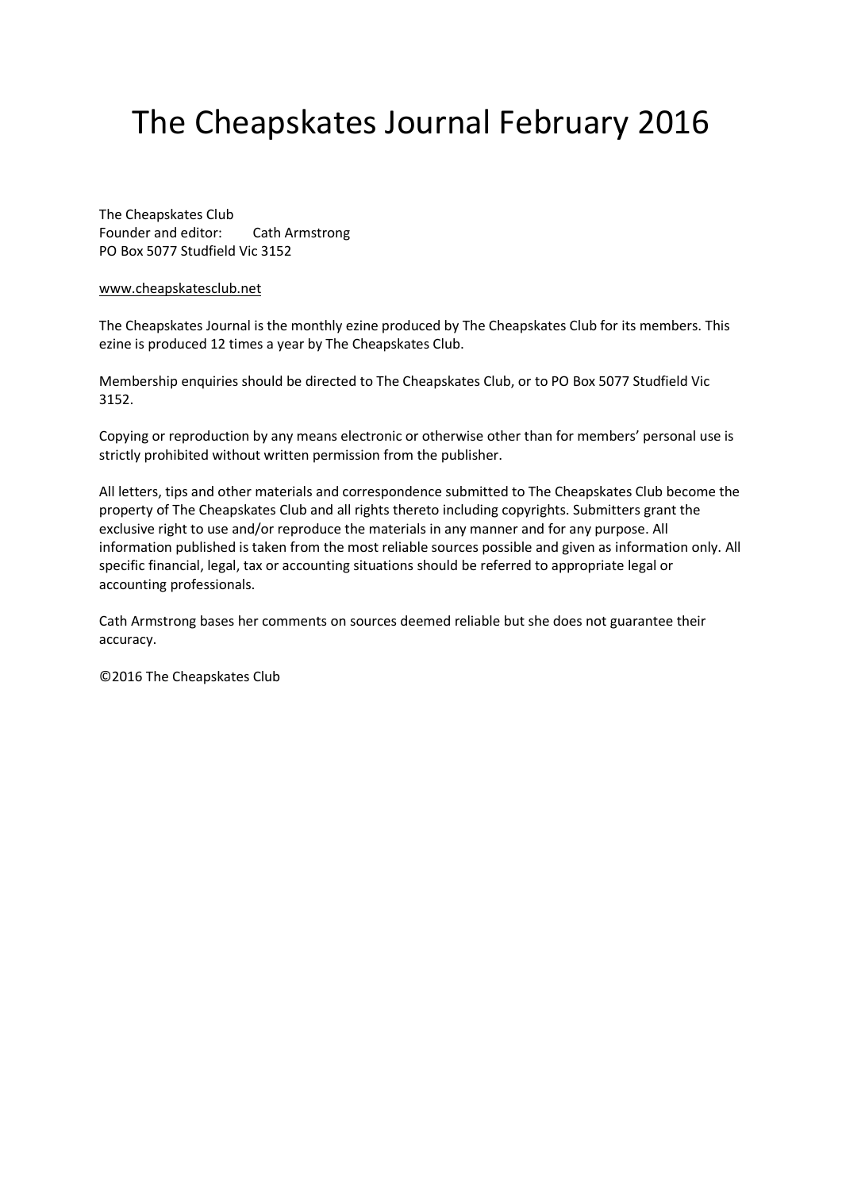# The Cheapskates Journal February 2016

The Cheapskates Club
Founder and editor: Cath Armstrong
PO Box 5077 Studfield Vic 3152

www.cheapskatesclub.net

The Cheapskates Journal is the monthly ezine produced by The Cheapskates Club for its members. This ezine is produced 12 times a year by The Cheapskates Club.

Membership enquiries should be directed to The Cheapskates Club, or to PO Box 5077 Studfield Vic 3152.

Copying or reproduction by any means electronic or otherwise other than for members' personal use is strictly prohibited without written permission from the publisher.

All letters, tips and other materials and correspondence submitted to The Cheapskates Club become the property of The Cheapskates Club and all rights thereto including copyrights. Submitters grant the exclusive right to use and/or reproduce the materials in any manner and for any purpose. All information published is taken from the most reliable sources possible and given as information only. All specific financial, legal, tax or accounting situations should be referred to appropriate legal or accounting professionals.

Cath Armstrong bases her comments on sources deemed reliable but she does not guarantee their accuracy.

©2016 The Cheapskates Club